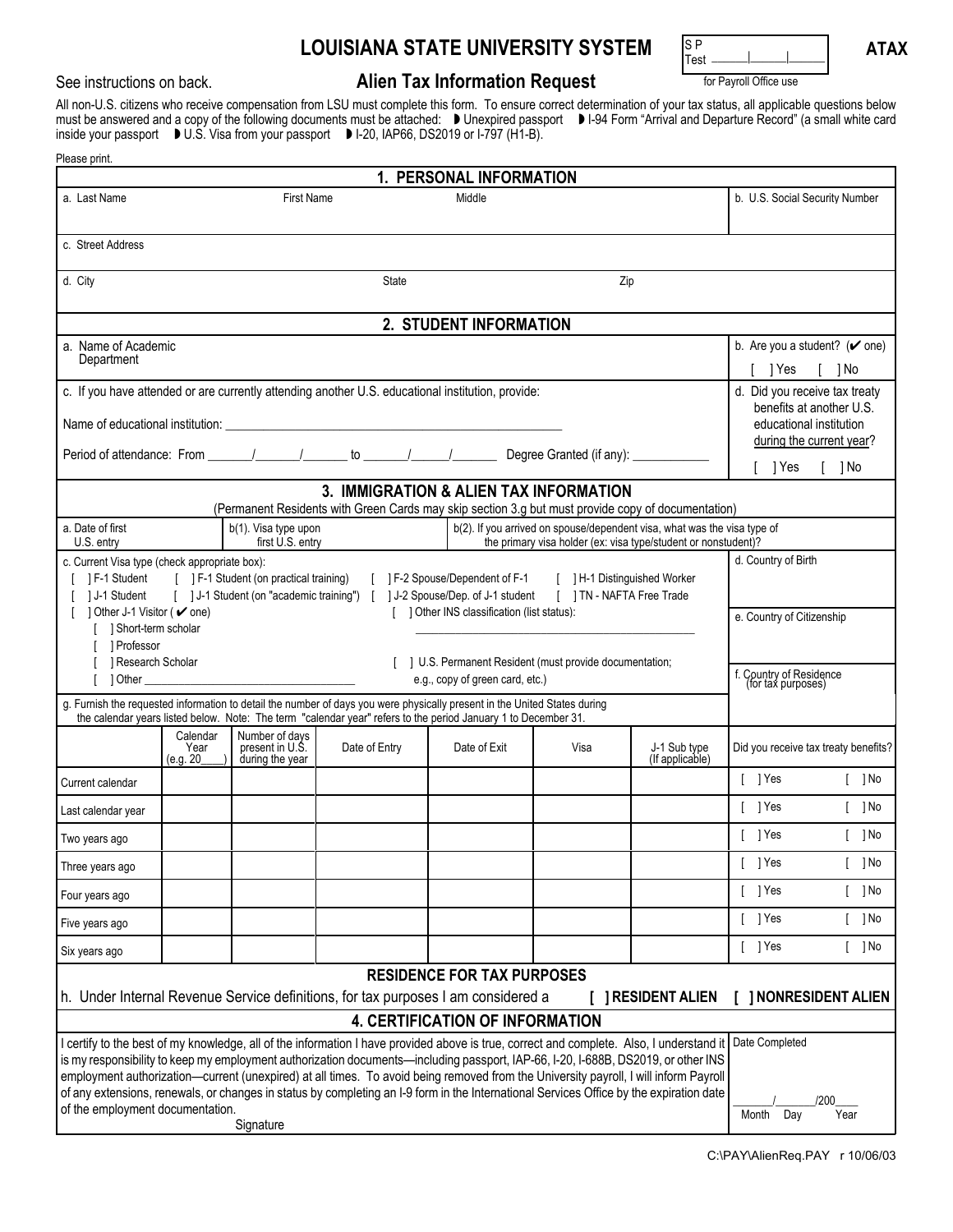# LOUISIANA STATE UNIVERSITY SYSTEM

S P
Test ______|______|______
for Payroll Office use

**ATAX**

See instructions on back.

## Alien Tax Information Request

All non-U.S. citizens who receive compensation from LSU must complete this form. To ensure correct determination of your tax status, all applicable questions below must be answered and a copy of the following documents must be attached: ◗ Unexpired passport ◗ I-94 Form "Arrival and Departure Record" (a small white card inside your passport ◗ U.S. Visa from your passport ◗ I-20, IAP66, DS2019 or I-797 (H1-B).

Please print.

### 1. PERSONAL INFORMATION

| a. Last Name First Name Middle | b. U.S. Social Security Number |
|---|---|
| | |
| c. Street Address | |
| d. City State Zip | |

### 2. STUDENT INFORMATION

a. Name of Academic Department

b. Are you a student? (✔ one) [ ] Yes [ ] No

c. If you have attended or are currently attending another U.S. educational institution, provide:

Name of educational institution: ________________________________________________

Period of attendance: From ______/______/______ to ______/______/______ Degree Granted (if any): ____________

d. Did you receive tax treaty benefits at another U.S. educational institution during the current year? [ ] Yes [ ] No

### 3. IMMIGRATION & ALIEN TAX INFORMATION

(Permanent Residents with Green Cards may skip section 3.g but must provide copy of documentation)

a. Date of first U.S. entry

b(1). Visa type upon first U.S. entry

b(2). If you arrived on spouse/dependent visa, what was the visa type of the primary visa holder (ex: visa type/student or nonstudent)?

c. Current Visa type (check appropriate box):

- [ ] F-1 Student
- [ ] F-1 Student (on practical training)
- [ ] F-2 Spouse/Dependent of F-1
- [ ] H-1 Distinguished Worker
- [ ] J-1 Student
- [ ] J-1 Student (on "academic training")
- [ ] J-2 Spouse/Dep. of J-1 student
- [ ] TN - NAFTA Free Trade
- [ ] Other J-1 Visitor (✔ one)
  - [ ] Short-term scholar
  - [ ] Professor
  - [ ] Research Scholar
  - [ ] Other ________________________________
- [ ] Other INS classification (list status): ____________________________________________
- [ ] U.S. Permanent Resident (must provide documentation; e.g., copy of green card, etc.)

d. Country of Birth

e. Country of Citizenship

f. Country of Residence (for tax purposes)

g. Furnish the requested information to detail the number of days you were physically present in the United States during the calendar years listed below. Note: The term "calendar year" refers to the period January 1 to December 31.

| | Calendar Year (e.g. 20____) | Number of days present in U.S. during the year | Date of Entry | Date of Exit | Visa | J-1 Sub type (If applicable) | Did you receive tax treaty benefits? |
|---|---|---|---|---|---|---|---|
| Current calendar | | | | | | | [ ] Yes [ ] No |
| Last calendar year | | | | | | | [ ] Yes [ ] No |
| Two years ago | | | | | | | [ ] Yes [ ] No |
| Three years ago | | | | | | | [ ] Yes [ ] No |
| Four years ago | | | | | | | [ ] Yes [ ] No |
| Five years ago | | | | | | | [ ] Yes [ ] No |
| Six years ago | | | | | | | [ ] Yes [ ] No |

### RESIDENCE FOR TAX PURPOSES

h. Under Internal Revenue Service definitions, for tax purposes I am considered a **[ ] RESIDENT ALIEN** **[ ] NONRESIDENT ALIEN**

### 4. CERTIFICATION OF INFORMATION

I certify to the best of my knowledge, all of the information I have provided above is true, correct and complete. Also, I understand it is my responsibility to keep my employment authorization documents—including passport, IAP-66, I-20, I-688B, DS2019, or other INS employment authorization—current (unexpired) at all times. To avoid being removed from the University payroll, I will inform Payroll of any extensions, renewals, or changes in status by completing an I-9 form in the International Services Office by the expiration date of the employment documentation.

Signature

Date Completed

______/______/200____
Month Day Year

C:\PAY\AlienReq.PAY r 10/06/03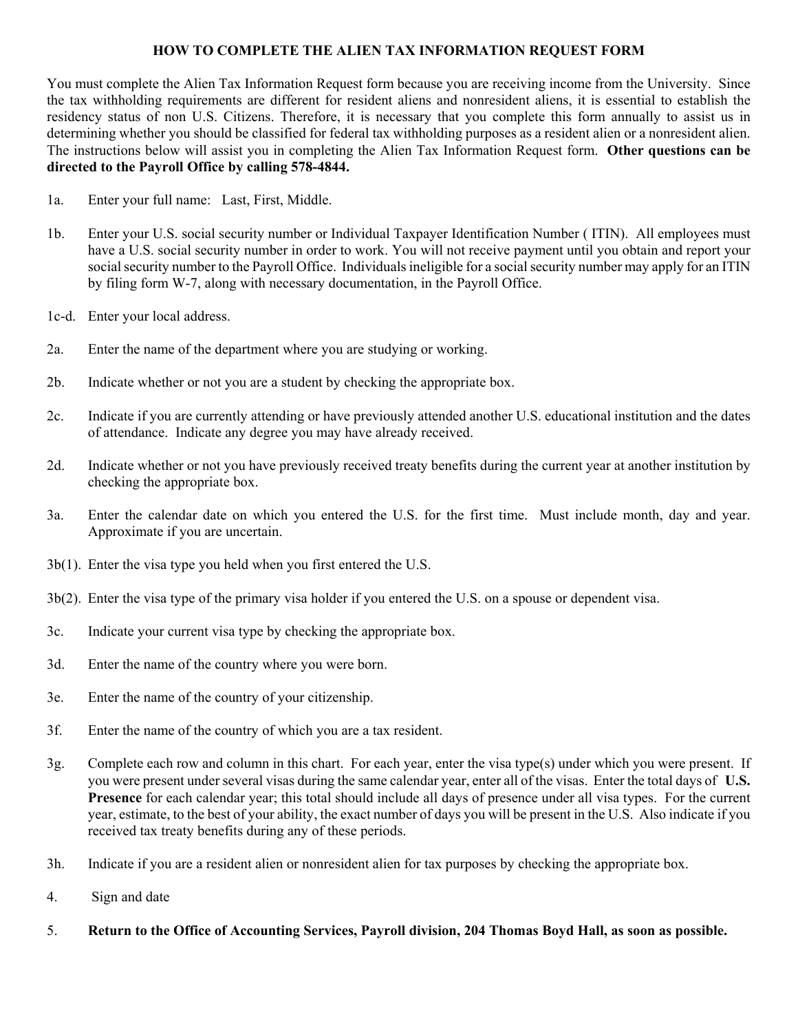# HOW TO COMPLETE THE ALIEN TAX INFORMATION REQUEST FORM

You must complete the Alien Tax Information Request form because you are receiving income from the University. Since the tax withholding requirements are different for resident aliens and nonresident aliens, it is essential to establish the residency status of non U.S. Citizens. Therefore, it is necessary that you complete this form annually to assist us in determining whether you should be classified for federal tax withholding purposes as a resident alien or a nonresident alien. The instructions below will assist you in completing the Alien Tax Information Request form. **Other questions can be directed to the Payroll Office by calling 578-4844.**

1a. Enter your full name: Last, First, Middle.

1b. Enter your U.S. social security number or Individual Taxpayer Identification Number ( ITIN). All employees must have a U.S. social security number in order to work. You will not receive payment until you obtain and report your social security number to the Payroll Office. Individuals ineligible for a social security number may apply for an ITIN by filing form W-7, along with necessary documentation, in the Payroll Office.

1c-d. Enter your local address.

2a. Enter the name of the department where you are studying or working.

2b. Indicate whether or not you are a student by checking the appropriate box.

2c. Indicate if you are currently attending or have previously attended another U.S. educational institution and the dates of attendance. Indicate any degree you may have already received.

2d. Indicate whether or not you have previously received treaty benefits during the current year at another institution by checking the appropriate box.

3a. Enter the calendar date on which you entered the U.S. for the first time. Must include month, day and year. Approximate if you are uncertain.

3b(1). Enter the visa type you held when you first entered the U.S.

3b(2). Enter the visa type of the primary visa holder if you entered the U.S. on a spouse or dependent visa.

3c. Indicate your current visa type by checking the appropriate box.

3d. Enter the name of the country where you were born.

3e. Enter the name of the country of your citizenship.

3f. Enter the name of the country of which you are a tax resident.

3g. Complete each row and column in this chart. For each year, enter the visa type(s) under which you were present. If you were present under several visas during the same calendar year, enter all of the visas. Enter the total days of **U.S. Presence** for each calendar year; this total should include all days of presence under all visa types. For the current year, estimate, to the best of your ability, the exact number of days you will be present in the U.S. Also indicate if you received tax treaty benefits during any of these periods.

3h. Indicate if you are a resident alien or nonresident alien for tax purposes by checking the appropriate box.

4. Sign and date

5. **Return to the Office of Accounting Services, Payroll division, 204 Thomas Boyd Hall, as soon as possible.**